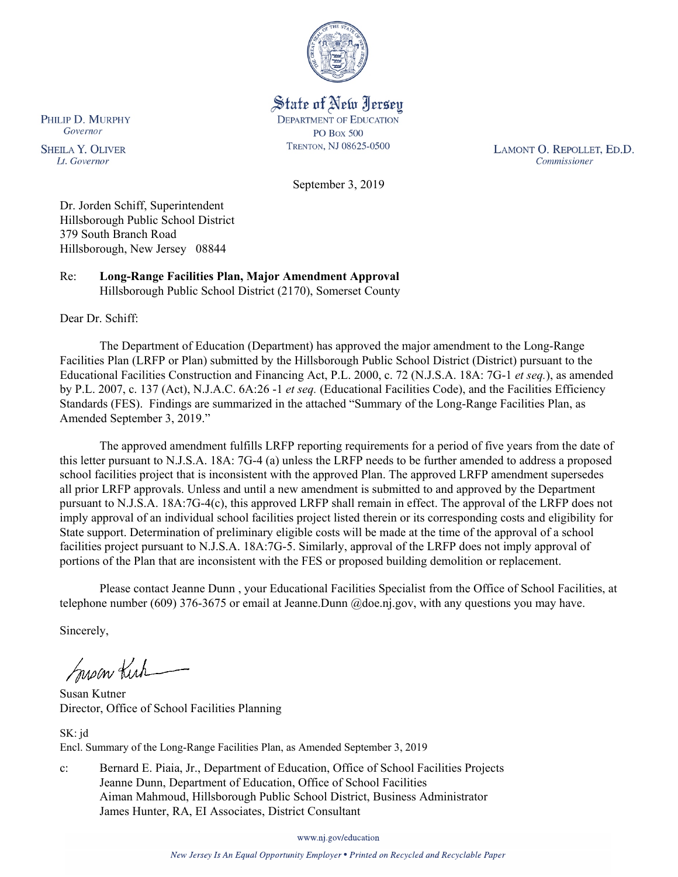State of New Jersey
DEPARTMENT OF EDUCATION
PO Box 500
TRENTON, NJ 08625-0500

PHILIP D. MURPHY
*Governor*

SHEILA Y. OLIVER
*Lt. Governor*

LAMONT O. REPOLLET, ED.D.
*Commissioner*

September 3, 2019

Dr. Jorden Schiff, Superintendent
Hillsborough Public School District
379 South Branch Road
Hillsborough, New Jersey 08844

Re: **Long-Range Facilities Plan, Major Amendment Approval**
Hillsborough Public School District (2170), Somerset County

Dear Dr. Schiff:

The Department of Education (Department) has approved the major amendment to the Long-Range Facilities Plan (LRFP or Plan) submitted by the Hillsborough Public School District (District) pursuant to the Educational Facilities Construction and Financing Act, P.L. 2000, c. 72 (N.J.S.A. 18A: 7G-1 *et seq.*), as amended by P.L. 2007, c. 137 (Act), N.J.A.C. 6A:26 -1 *et seq.* (Educational Facilities Code), and the Facilities Efficiency Standards (FES). Findings are summarized in the attached "Summary of the Long-Range Facilities Plan, as Amended September 3, 2019."

The approved amendment fulfills LRFP reporting requirements for a period of five years from the date of this letter pursuant to N.J.S.A. 18A: 7G-4 (a) unless the LRFP needs to be further amended to address a proposed school facilities project that is inconsistent with the approved Plan. The approved LRFP amendment supersedes all prior LRFP approvals. Unless and until a new amendment is submitted to and approved by the Department pursuant to N.J.S.A. 18A:7G-4(c), this approved LRFP shall remain in effect. The approval of the LRFP does not imply approval of an individual school facilities project listed therein or its corresponding costs and eligibility for State support. Determination of preliminary eligible costs will be made at the time of the approval of a school facilities project pursuant to N.J.S.A. 18A:7G-5. Similarly, approval of the LRFP does not imply approval of portions of the Plan that are inconsistent with the FES or proposed building demolition or replacement.

Please contact Jeanne Dunn , your Educational Facilities Specialist from the Office of School Facilities, at telephone number (609) 376-3675 or email at Jeanne.Dunn @doe.nj.gov, with any questions you may have.

Sincerely,

Susan Kutner
Director, Office of School Facilities Planning

SK: jd
Encl. Summary of the Long-Range Facilities Plan, as Amended September 3, 2019

c: Bernard E. Piaia, Jr., Department of Education, Office of School Facilities Projects
Jeanne Dunn, Department of Education, Office of School Facilities
Aiman Mahmoud, Hillsborough Public School District, Business Administrator
James Hunter, RA, EI Associates, District Consultant

www.nj.gov/education

*New Jersey Is An Equal Opportunity Employer • Printed on Recycled and Recyclable Paper*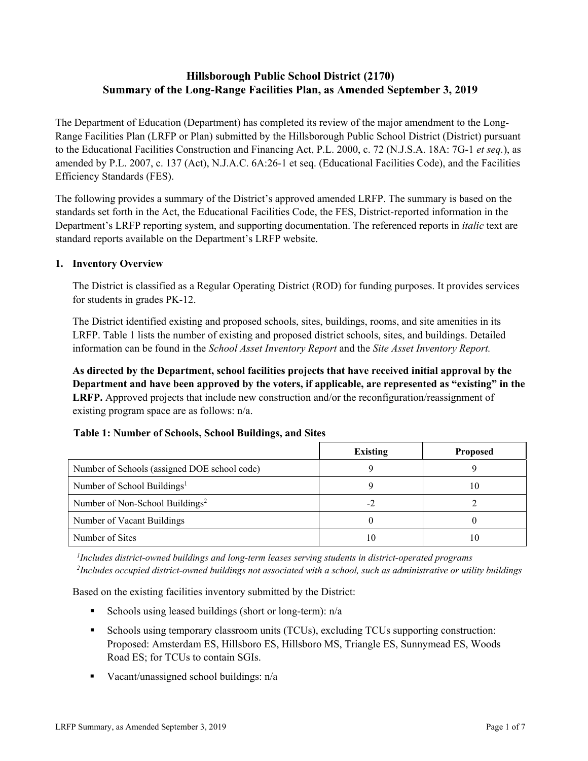# Hillsborough Public School District (2170)
# Summary of the Long-Range Facilities Plan, as Amended September 3, 2019

The Department of Education (Department) has completed its review of the major amendment to the Long-Range Facilities Plan (LRFP or Plan) submitted by the Hillsborough Public School District (District) pursuant to the Educational Facilities Construction and Financing Act, P.L. 2000, c. 72 (N.J.S.A. 18A: 7G-1 *et seq.*), as amended by P.L. 2007, c. 137 (Act), N.J.A.C. 6A:26-1 et seq. (Educational Facilities Code), and the Facilities Efficiency Standards (FES).

The following provides a summary of the District's approved amended LRFP. The summary is based on the standards set forth in the Act, the Educational Facilities Code, the FES, District-reported information in the Department's LRFP reporting system, and supporting documentation. The referenced reports in *italic* text are standard reports available on the Department's LRFP website.

## 1. Inventory Overview

The District is classified as a Regular Operating District (ROD) for funding purposes. It provides services for students in grades PK-12.

The District identified existing and proposed schools, sites, buildings, rooms, and site amenities in its LRFP. Table 1 lists the number of existing and proposed district schools, sites, and buildings. Detailed information can be found in the *School Asset Inventory Report* and the *Site Asset Inventory Report.*

**As directed by the Department, school facilities projects that have received initial approval by the Department and have been approved by the voters, if applicable, are represented as "existing" in the LRFP.** Approved projects that include new construction and/or the reconfiguration/reassignment of existing program space are as follows: n/a.

**Table 1: Number of Schools, School Buildings, and Sites**

| | Existing | Proposed |
|---|---|---|
| Number of Schools (assigned DOE school code) | 9 | 9 |
| Number of School Buildings[1] | 9 | 10 |
| Number of Non-School Buildings[2] | -2 | 2 |
| Number of Vacant Buildings | 0 | 0 |
| Number of Sites | 10 | 10 |

[1]*Includes district-owned buildings and long-term leases serving students in district-operated programs*
[2]*Includes occupied district-owned buildings not associated with a school, such as administrative or utility buildings*

Based on the existing facilities inventory submitted by the District:

- Schools using leased buildings (short or long-term): n/a
- Schools using temporary classroom units (TCUs), excluding TCUs supporting construction: Proposed: Amsterdam ES, Hillsboro ES, Hillsboro MS, Triangle ES, Sunnymead ES, Woods Road ES; for TCUs to contain SGIs.
- Vacant/unassigned school buildings: n/a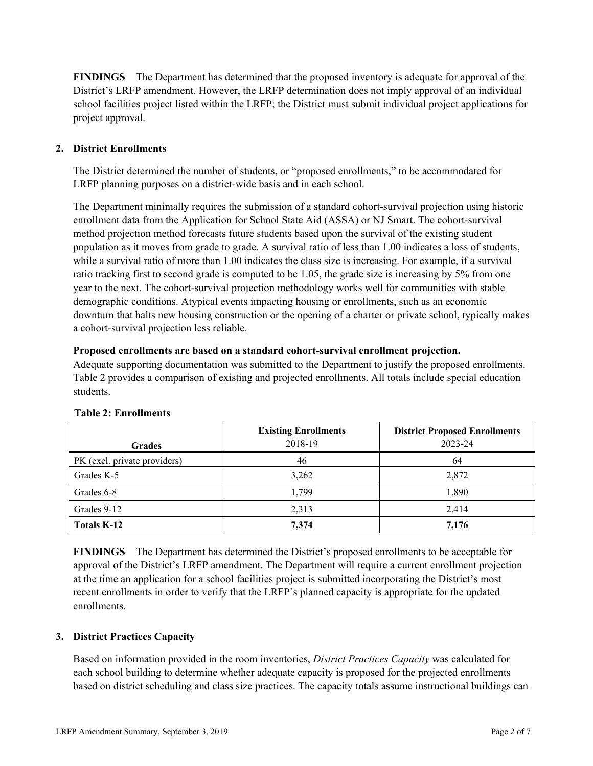**FINDINGS** The Department has determined that the proposed inventory is adequate for approval of the District's LRFP amendment. However, the LRFP determination does not imply approval of an individual school facilities project listed within the LRFP; the District must submit individual project applications for project approval.

## 2. District Enrollments

The District determined the number of students, or "proposed enrollments," to be accommodated for LRFP planning purposes on a district-wide basis and in each school.

The Department minimally requires the submission of a standard cohort-survival projection using historic enrollment data from the Application for School State Aid (ASSA) or NJ Smart. The cohort-survival method projection method forecasts future students based upon the survival of the existing student population as it moves from grade to grade. A survival ratio of less than 1.00 indicates a loss of students, while a survival ratio of more than 1.00 indicates the class size is increasing. For example, if a survival ratio tracking first to second grade is computed to be 1.05, the grade size is increasing by 5% from one year to the next. The cohort-survival projection methodology works well for communities with stable demographic conditions. Atypical events impacting housing or enrollments, such as an economic downturn that halts new housing construction or the opening of a charter or private school, typically makes a cohort-survival projection less reliable.

**Proposed enrollments are based on a standard cohort-survival enrollment projection.**
Adequate supporting documentation was submitted to the Department to justify the proposed enrollments. Table 2 provides a comparison of existing and projected enrollments. All totals include special education students.

**Table 2: Enrollments**

| Grades | Existing Enrollments 2018-19 | District Proposed Enrollments 2023-24 |
|---|---|---|
| PK (excl. private providers) | 46 | 64 |
| Grades K-5 | 3,262 | 2,872 |
| Grades 6-8 | 1,799 | 1,890 |
| Grades 9-12 | 2,313 | 2,414 |
| **Totals K-12** | **7,374** | **7,176** |

**FINDINGS** The Department has determined the District's proposed enrollments to be acceptable for approval of the District's LRFP amendment. The Department will require a current enrollment projection at the time an application for a school facilities project is submitted incorporating the District's most recent enrollments in order to verify that the LRFP's planned capacity is appropriate for the updated enrollments.

## 3. District Practices Capacity

Based on information provided in the room inventories, *District Practices Capacity* was calculated for each school building to determine whether adequate capacity is proposed for the projected enrollments based on district scheduling and class size practices. The capacity totals assume instructional buildings can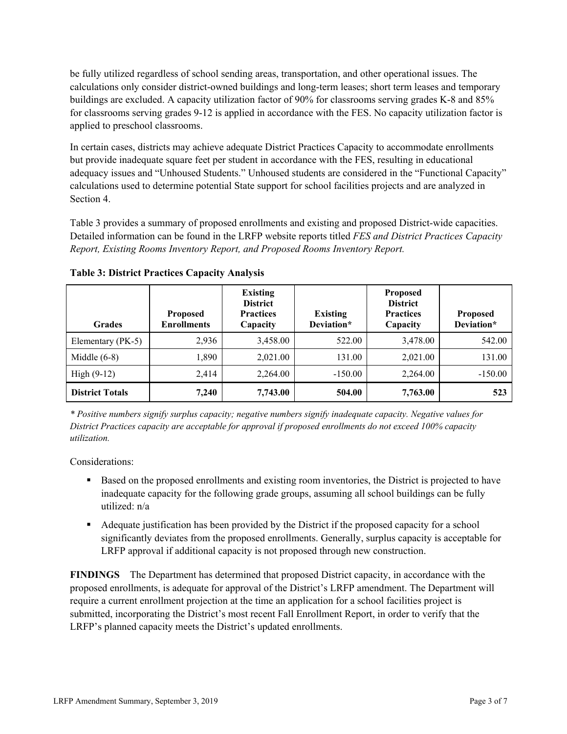be fully utilized regardless of school sending areas, transportation, and other operational issues. The calculations only consider district-owned buildings and long-term leases; short term leases and temporary buildings are excluded. A capacity utilization factor of 90% for classrooms serving grades K-8 and 85% for classrooms serving grades 9-12 is applied in accordance with the FES. No capacity utilization factor is applied to preschool classrooms.

In certain cases, districts may achieve adequate District Practices Capacity to accommodate enrollments but provide inadequate square feet per student in accordance with the FES, resulting in educational adequacy issues and "Unhoused Students." Unhoused students are considered in the "Functional Capacity" calculations used to determine potential State support for school facilities projects and are analyzed in Section 4.

Table 3 provides a summary of proposed enrollments and existing and proposed District-wide capacities. Detailed information can be found in the LRFP website reports titled *FES and District Practices Capacity Report, Existing Rooms Inventory Report, and Proposed Rooms Inventory Report.*

**Table 3: District Practices Capacity Analysis**

| Grades | Proposed Enrollments | Existing District Practices Capacity | Existing Deviation* | Proposed District Practices Capacity | Proposed Deviation* |
|---|---|---|---|---|---|
| Elementary (PK-5) | 2,936 | 3,458.00 | 522.00 | 3,478.00 | 542.00 |
| Middle (6-8) | 1,890 | 2,021.00 | 131.00 | 2,021.00 | 131.00 |
| High (9-12) | 2,414 | 2,264.00 | -150.00 | 2,264.00 | -150.00 |
| **District Totals** | **7,240** | **7,743.00** | **504.00** | **7,763.00** | **523** |

*\* Positive numbers signify surplus capacity; negative numbers signify inadequate capacity. Negative values for District Practices capacity are acceptable for approval if proposed enrollments do not exceed 100% capacity utilization.*

Considerations:

- Based on the proposed enrollments and existing room inventories, the District is projected to have inadequate capacity for the following grade groups, assuming all school buildings can be fully utilized: n/a
- Adequate justification has been provided by the District if the proposed capacity for a school significantly deviates from the proposed enrollments. Generally, surplus capacity is acceptable for LRFP approval if additional capacity is not proposed through new construction.

**FINDINGS** The Department has determined that proposed District capacity, in accordance with the proposed enrollments, is adequate for approval of the District's LRFP amendment. The Department will require a current enrollment projection at the time an application for a school facilities project is submitted, incorporating the District's most recent Fall Enrollment Report, in order to verify that the LRFP's planned capacity meets the District's updated enrollments.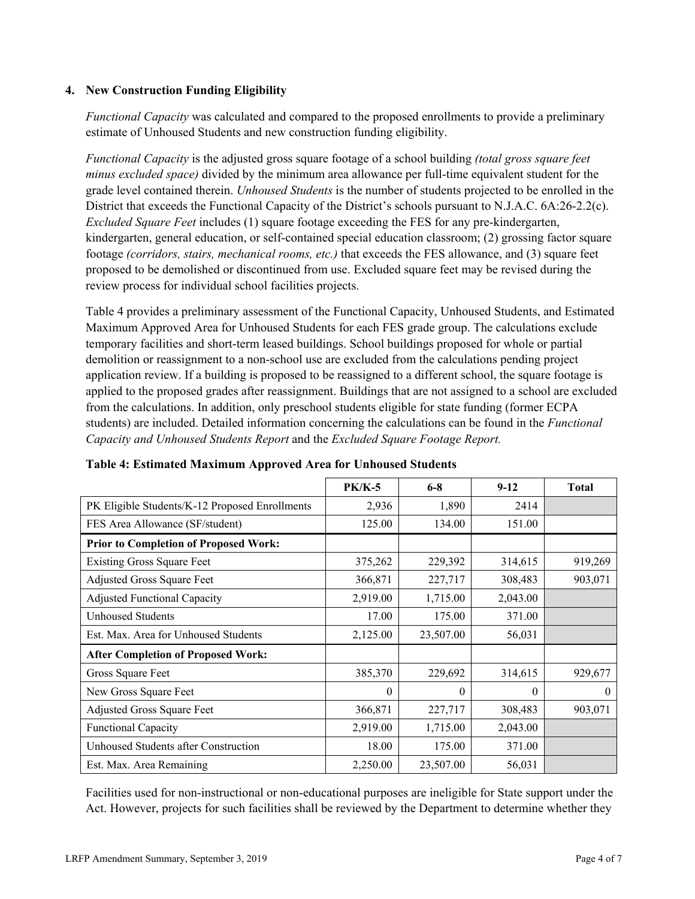### 4. New Construction Funding Eligibility

*Functional Capacity* was calculated and compared to the proposed enrollments to provide a preliminary estimate of Unhoused Students and new construction funding eligibility.

*Functional Capacity* is the adjusted gross square footage of a school building *(total gross square feet minus excluded space)* divided by the minimum area allowance per full-time equivalent student for the grade level contained therein. *Unhoused Students* is the number of students projected to be enrolled in the District that exceeds the Functional Capacity of the District's schools pursuant to N.J.A.C. 6A:26-2.2(c). *Excluded Square Feet* includes (1) square footage exceeding the FES for any pre-kindergarten, kindergarten, general education, or self-contained special education classroom; (2) grossing factor square footage *(corridors, stairs, mechanical rooms, etc.)* that exceeds the FES allowance, and (3) square feet proposed to be demolished or discontinued from use. Excluded square feet may be revised during the review process for individual school facilities projects.

Table 4 provides a preliminary assessment of the Functional Capacity, Unhoused Students, and Estimated Maximum Approved Area for Unhoused Students for each FES grade group. The calculations exclude temporary facilities and short-term leased buildings. School buildings proposed for whole or partial demolition or reassignment to a non-school use are excluded from the calculations pending project application review. If a building is proposed to be reassigned to a different school, the square footage is applied to the proposed grades after reassignment. Buildings that are not assigned to a school are excluded from the calculations. In addition, only preschool students eligible for state funding (former ECPA students) are included. Detailed information concerning the calculations can be found in the *Functional Capacity and Unhoused Students Report* and the *Excluded Square Footage Report.*

**Table 4: Estimated Maximum Approved Area for Unhoused Students**

| | PK/K-5 | 6-8 | 9-12 | Total |
|---|---|---|---|---|
| PK Eligible Students/K-12 Proposed Enrollments | 2,936 | 1,890 | 2414 | |
| FES Area Allowance (SF/student) | 125.00 | 134.00 | 151.00 | |
| **Prior to Completion of Proposed Work:** | | | | |
| Existing Gross Square Feet | 375,262 | 229,392 | 314,615 | 919,269 |
| Adjusted Gross Square Feet | 366,871 | 227,717 | 308,483 | 903,071 |
| Adjusted Functional Capacity | 2,919.00 | 1,715.00 | 2,043.00 | |
| Unhoused Students | 17.00 | 175.00 | 371.00 | |
| Est. Max. Area for Unhoused Students | 2,125.00 | 23,507.00 | 56,031 | |
| **After Completion of Proposed Work:** | | | | |
| Gross Square Feet | 385,370 | 229,692 | 314,615 | 929,677 |
| New Gross Square Feet | 0 | 0 | 0 | 0 |
| Adjusted Gross Square Feet | 366,871 | 227,717 | 308,483 | 903,071 |
| Functional Capacity | 2,919.00 | 1,715.00 | 2,043.00 | |
| Unhoused Students after Construction | 18.00 | 175.00 | 371.00 | |
| Est. Max. Area Remaining | 2,250.00 | 23,507.00 | 56,031 | |

Facilities used for non-instructional or non-educational purposes are ineligible for State support under the Act. However, projects for such facilities shall be reviewed by the Department to determine whether they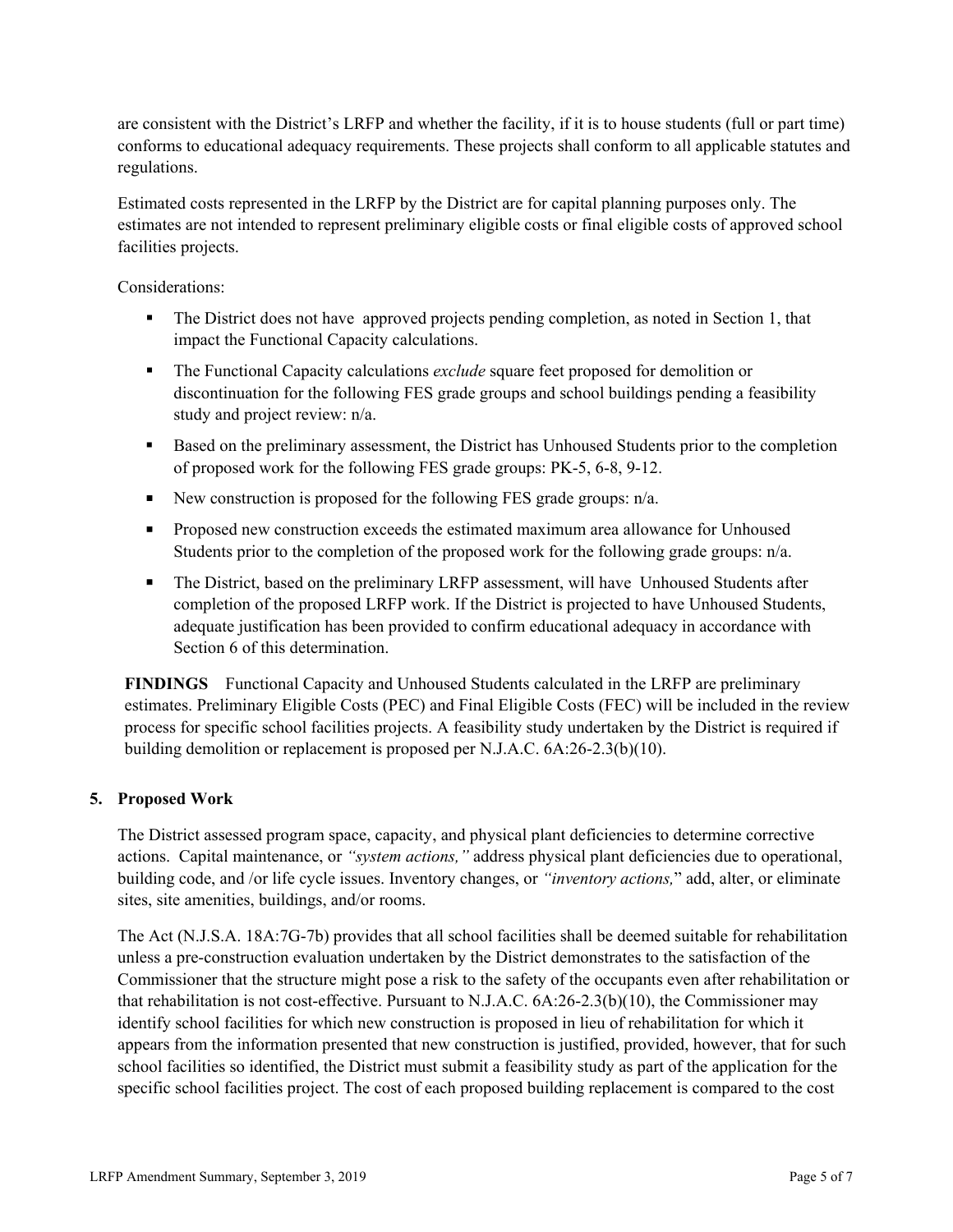are consistent with the District's LRFP and whether the facility, if it is to house students (full or part time) conforms to educational adequacy requirements. These projects shall conform to all applicable statutes and regulations.

Estimated costs represented in the LRFP by the District are for capital planning purposes only. The estimates are not intended to represent preliminary eligible costs or final eligible costs of approved school facilities projects.

Considerations:

- The District does not have approved projects pending completion, as noted in Section 1, that impact the Functional Capacity calculations.
- The Functional Capacity calculations *exclude* square feet proposed for demolition or discontinuation for the following FES grade groups and school buildings pending a feasibility study and project review: n/a.
- Based on the preliminary assessment, the District has Unhoused Students prior to the completion of proposed work for the following FES grade groups: PK-5, 6-8, 9-12.
- New construction is proposed for the following FES grade groups: n/a.
- Proposed new construction exceeds the estimated maximum area allowance for Unhoused Students prior to the completion of the proposed work for the following grade groups: n/a.
- The District, based on the preliminary LRFP assessment, will have Unhoused Students after completion of the proposed LRFP work. If the District is projected to have Unhoused Students, adequate justification has been provided to confirm educational adequacy in accordance with Section 6 of this determination.

**FINDINGS** Functional Capacity and Unhoused Students calculated in the LRFP are preliminary estimates. Preliminary Eligible Costs (PEC) and Final Eligible Costs (FEC) will be included in the review process for specific school facilities projects. A feasibility study undertaken by the District is required if building demolition or replacement is proposed per N.J.A.C. 6A:26-2.3(b)(10).

## 5. Proposed Work

The District assessed program space, capacity, and physical plant deficiencies to determine corrective actions. Capital maintenance, or *"system actions,"* address physical plant deficiencies due to operational, building code, and /or life cycle issues. Inventory changes, or *"inventory actions,"* add, alter, or eliminate sites, site amenities, buildings, and/or rooms.

The Act (N.J.S.A. 18A:7G-7b) provides that all school facilities shall be deemed suitable for rehabilitation unless a pre-construction evaluation undertaken by the District demonstrates to the satisfaction of the Commissioner that the structure might pose a risk to the safety of the occupants even after rehabilitation or that rehabilitation is not cost-effective. Pursuant to N.J.A.C. 6A:26-2.3(b)(10), the Commissioner may identify school facilities for which new construction is proposed in lieu of rehabilitation for which it appears from the information presented that new construction is justified, provided, however, that for such school facilities so identified, the District must submit a feasibility study as part of the application for the specific school facilities project. The cost of each proposed building replacement is compared to the cost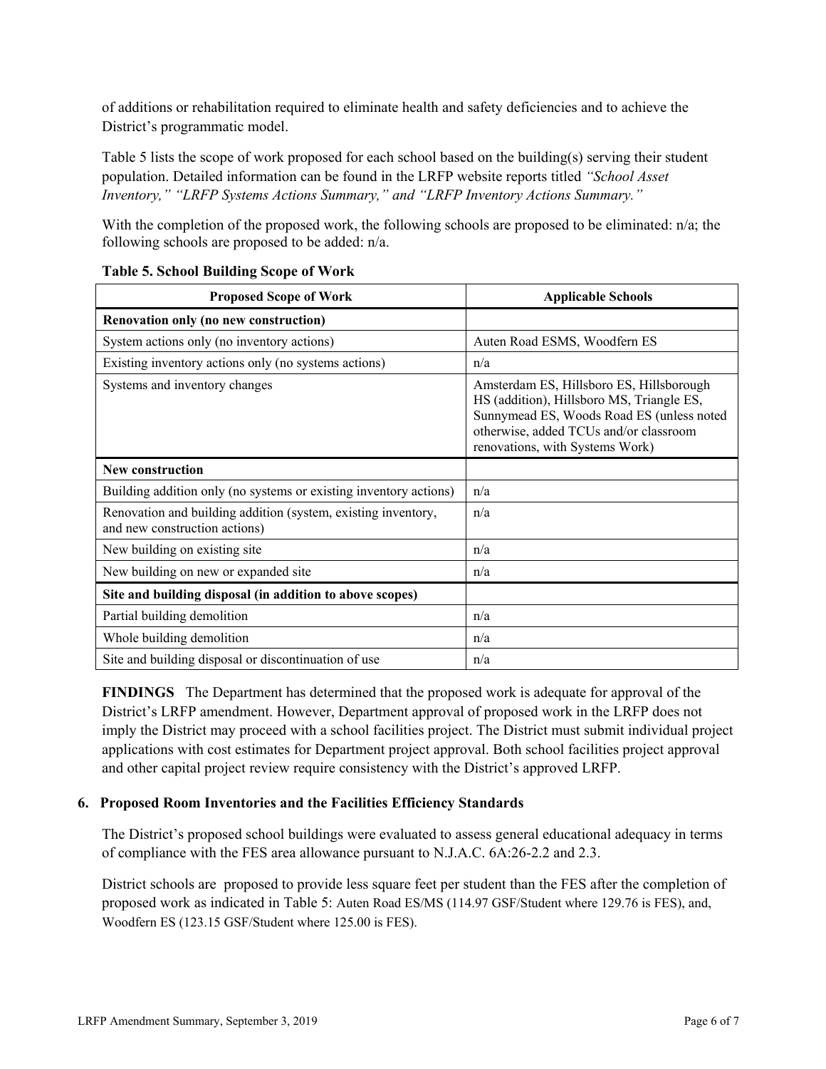of additions or rehabilitation required to eliminate health and safety deficiencies and to achieve the District's programmatic model.

Table 5 lists the scope of work proposed for each school based on the building(s) serving their student population. Detailed information can be found in the LRFP website reports titled *"School Asset Inventory," "LRFP Systems Actions Summary," and "LRFP Inventory Actions Summary."*

With the completion of the proposed work, the following schools are proposed to be eliminated: n/a; the following schools are proposed to be added: n/a.

**Table 5. School Building Scope of Work**

| Proposed Scope of Work | Applicable Schools |
|---|---|
| **Renovation only (no new construction)** | |
| System actions only (no inventory actions) | Auten Road ESMS, Woodfern ES |
| Existing inventory actions only (no systems actions) | n/a |
| Systems and inventory changes | Amsterdam ES, Hillsboro ES, Hillsborough HS (addition), Hillsboro MS, Triangle ES, Sunnymead ES, Woods Road ES (unless noted otherwise, added TCUs and/or classroom renovations, with Systems Work) |
| **New construction** | |
| Building addition only (no systems or existing inventory actions) | n/a |
| Renovation and building addition (system, existing inventory, and new construction actions) | n/a |
| New building on existing site | n/a |
| New building on new or expanded site | n/a |
| **Site and building disposal (in addition to above scopes)** | |
| Partial building demolition | n/a |
| Whole building demolition | n/a |
| Site and building disposal or discontinuation of use | n/a |

**FINDINGS** The Department has determined that the proposed work is adequate for approval of the District's LRFP amendment. However, Department approval of proposed work in the LRFP does not imply the District may proceed with a school facilities project. The District must submit individual project applications with cost estimates for Department project approval. Both school facilities project approval and other capital project review require consistency with the District's approved LRFP.

### 6. Proposed Room Inventories and the Facilities Efficiency Standards

The District's proposed school buildings were evaluated to assess general educational adequacy in terms of compliance with the FES area allowance pursuant to N.J.A.C. 6A:26-2.2 and 2.3.

District schools are proposed to provide less square feet per student than the FES after the completion of proposed work as indicated in Table 5: Auten Road ES/MS (114.97 GSF/Student where 129.76 is FES), and, Woodfern ES (123.15 GSF/Student where 125.00 is FES).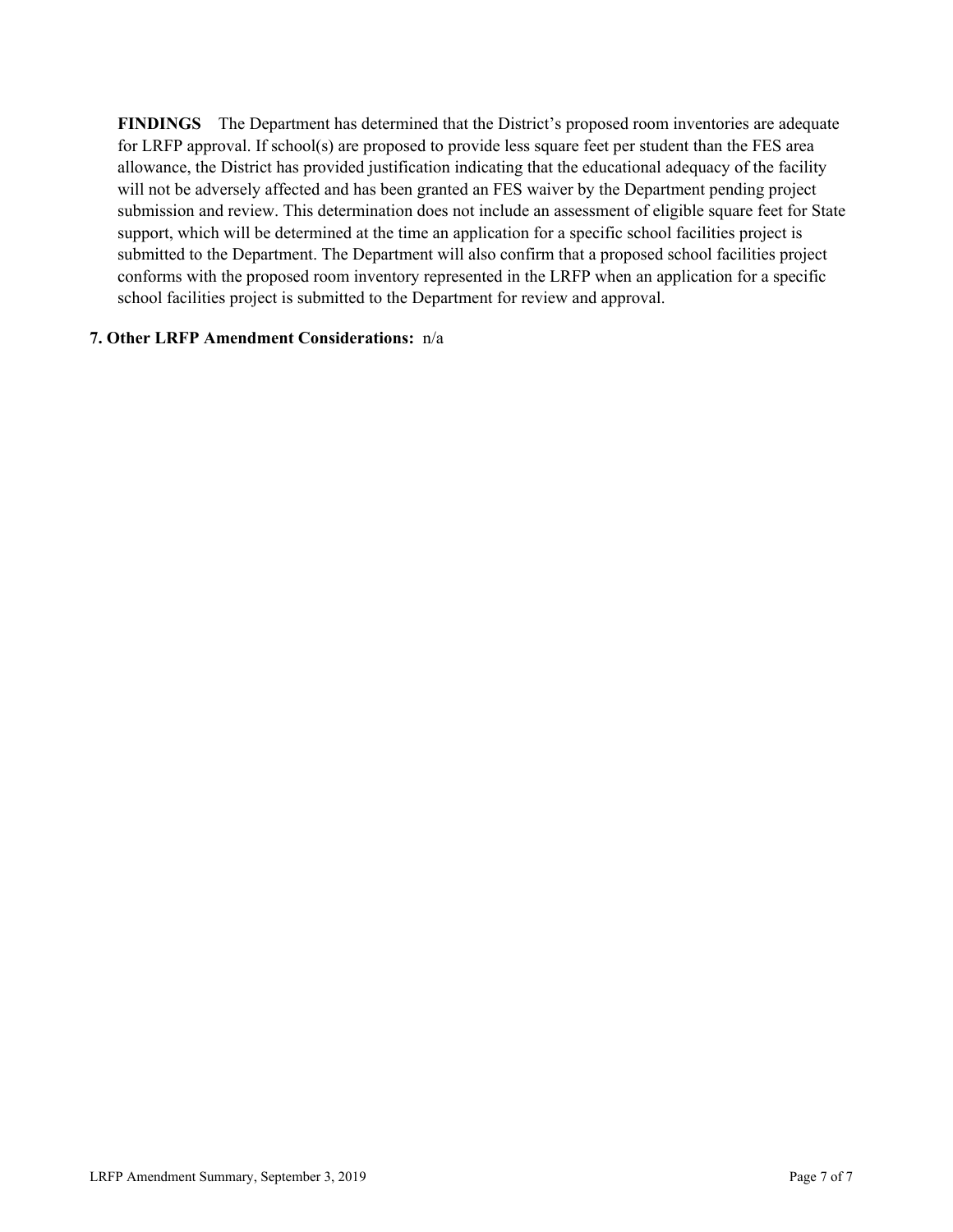**FINDINGS** The Department has determined that the District's proposed room inventories are adequate for LRFP approval. If school(s) are proposed to provide less square feet per student than the FES area allowance, the District has provided justification indicating that the educational adequacy of the facility will not be adversely affected and has been granted an FES waiver by the Department pending project submission and review. This determination does not include an assessment of eligible square feet for State support, which will be determined at the time an application for a specific school facilities project is submitted to the Department. The Department will also confirm that a proposed school facilities project conforms with the proposed room inventory represented in the LRFP when an application for a specific school facilities project is submitted to the Department for review and approval.

**7. Other LRFP Amendment Considerations:** n/a